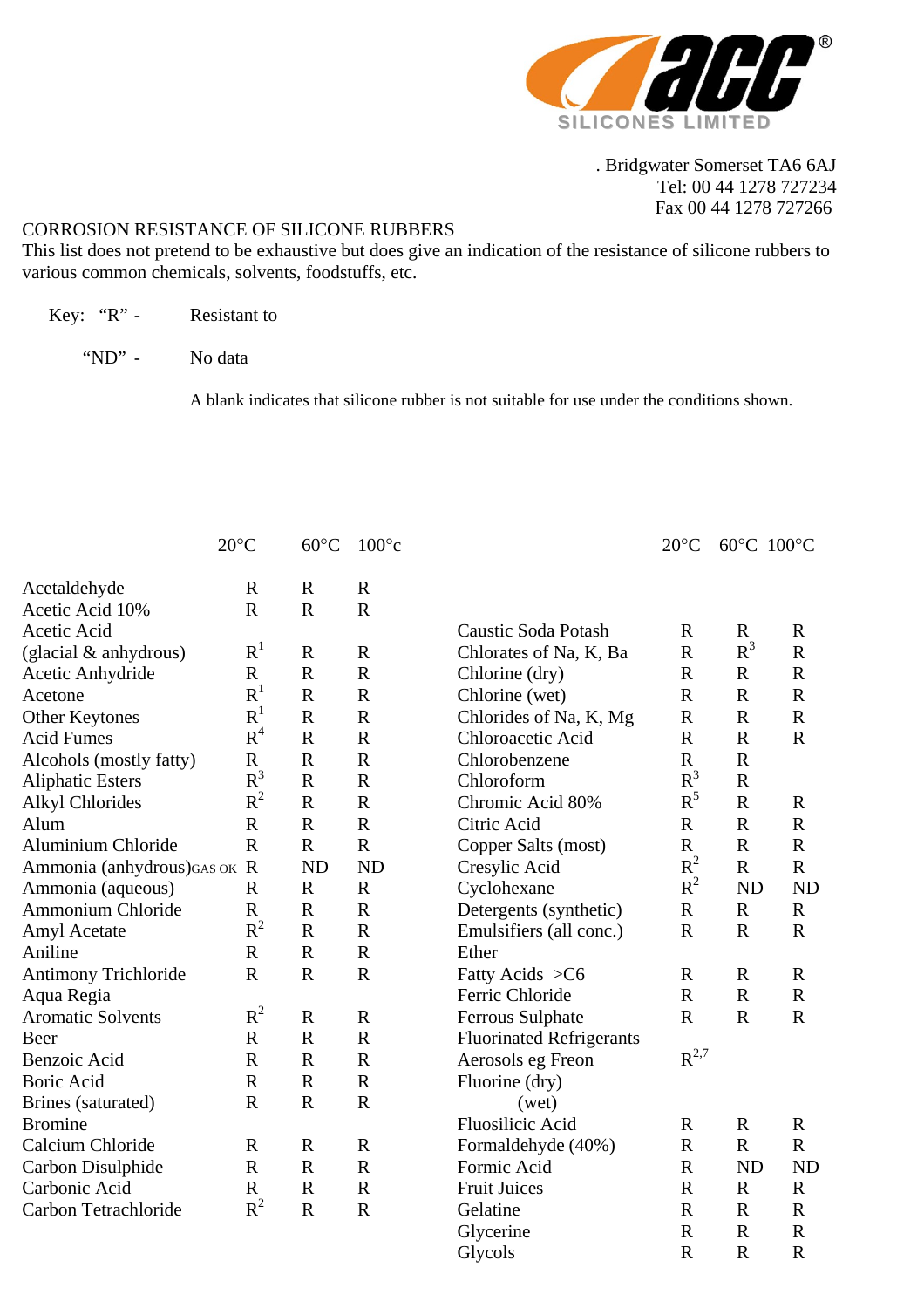. Bridgwater Somerset TA6 6AJ
Tel: 00 44 1278 727234
Fax 00 44 1278 727266

## CORROSION RESISTANCE OF SILICONE RUBBERS

This list does not pretend to be exhaustive but does give an indication of the resistance of silicone rubbers to various common chemicals, solvents, foodstuffs, etc.

Key: "R" - Resistant to

"ND" - No data

A blank indicates that silicone rubber is not suitable for use under the conditions shown.

| | 20°C | 60°C | 100°c |
|---|---|---|---|
| Acetaldehyde | R | R | R |
| Acetic Acid 10% | R | R | R |
| Acetic Acid (glacial & anhydrous) | R[1] | R | R |
| Acetic Anhydride | R | R | R |
| Acetone | R[1] | R | R |
| Other Keytones | R[1] | R | R |
| Acid Fumes | R[4] | R | R |
| Alcohols (mostly fatty) | R | R | R |
| Aliphatic Esters | R[3] | R | R |
| Alkyl Chlorides | R[2] | R | R |
| Alum | R | R | R |
| Aluminium Chloride | R | R | R |
| Ammonia (anhydrous) GAS OK | R | ND | ND |
| Ammonia (aqueous) | R | R | R |
| Ammonium Chloride | R | R | R |
| Amyl Acetate | R[2] | R | R |
| Aniline | R | R | R |
| Antimony Trichloride | R | R | R |
| Aqua Regia | | | |
| Aromatic Solvents | R[2] | R | R |
| Beer | R | R | R |
| Benzoic Acid | R | R | R |
| Boric Acid | R | R | R |
| Brines (saturated) | R | R | R |
| Bromine | | | |
| Calcium Chloride | R | R | R |
| Carbon Disulphide | R | R | R |
| Carbonic Acid | R | R | R |
| Carbon Tetrachloride | R[2] | R | R |

| | 20°C | 60°C | 100°C |
|---|---|---|---|
| Caustic Soda Potash | R | R | R |
| Chlorates of Na, K, Ba | R | R[3] | R |
| Chlorine (dry) | R | R | R |
| Chlorine (wet) | R | R | R |
| Chlorides of Na, K, Mg | R | R | R |
| Chloroacetic Acid | R | R | R |
| Chlorobenzene | R | R | |
| Chloroform | R[3] | R | |
| Chromic Acid 80% | R[5] | R | R |
| Citric Acid | R | R | R |
| Copper Salts (most) | R | R | R |
| Cresylic Acid | R[2] | R | R |
| Cyclohexane | R[2] | ND | ND |
| Detergents (synthetic) | R | R | R |
| Emulsifiers (all conc.) | R | R | R |
| Ether | | | |
| Fatty Acids >C6 | R | R | R |
| Ferric Chloride | R | R | R |
| Ferrous Sulphate | R | R | R |
| Fluorinated Refrigerants Aerosols eg Freon | R[2,7] | | |
| Fluorine (dry) | | | |
| (wet) | | | |
| Fluosilicic Acid | R | R | R |
| Formaldehyde (40%) | R | R | R |
| Formic Acid | R | ND | ND |
| Fruit Juices | R | R | R |
| Gelatine | R | R | R |
| Glycerine | R | R | R |
| Glycols | R | R | R |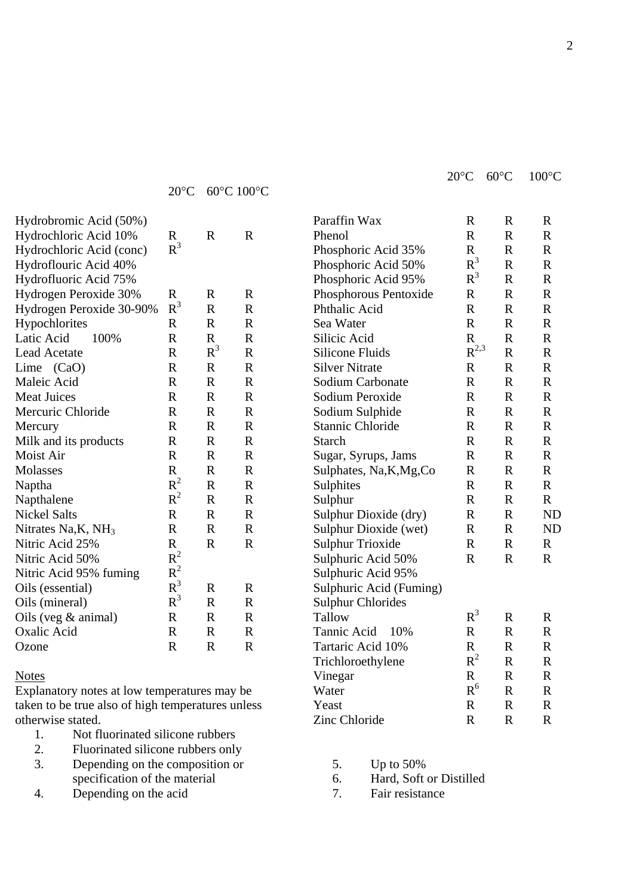| | 20°C | 60°C | 100°C |
|---|---|---|---|
| Hydrobromic Acid (50%) | | | |
| Hydrochloric Acid 10% | R | R | R |
| Hydrochloric Acid (conc) | R[3] | | |
| Hydroflouric Acid 40% | | | |
| Hydrofluoric Acid 75% | | | |
| Hydrogen Peroxide 30% | R | R | R |
| Hydrogen Peroxide 30-90% | R[3] | R | R |
| Hypochlorites | R | R | R |
| Latic Acid 100% | R | R | R |
| Lead Acetate | R | R[3] | R |
| Lime (CaO) | R | R | R |
| Maleic Acid | R | R | R |
| Meat Juices | R | R | R |
| Mercuric Chloride | R | R | R |
| Mercury | R | R | R |
| Milk and its products | R | R | R |
| Moist Air | R | R | R |
| Molasses | R | R | R |
| Naptha | R[2] | R | R |
| Napthalene | R[2] | R | R |
| Nickel Salts | R | R | R |
| Nitrates Na,K, $NH_3$ | R | R | R |
| Nitric Acid 25% | R | R | R |
| Nitric Acid 50% | R[2] | | |
| Nitric Acid 95% fuming | R[2] | | |
| Oils (essential) | R[3] | R | R |
| Oils (mineral) | R[3] | R | R |
| Oils (veg & animal) | R | R | R |
| Oxalic Acid | R | R | R |
| Ozone | R | R | R |

| | 20°C | 60°C | 100°C |
|---|---|---|---|
| Paraffin Wax | R | R | R |
| Phenol | R | R | R |
| Phosphoric Acid 35% | R | R | R |
| Phosphoric Acid 50% | R[3] | R | R |
| Phosphoric Acid 95% | R[3] | R | R |
| Phosphorous Pentoxide | R | R | R |
| Phthalic Acid | R | R | R |
| Sea Water | R | R | R |
| Silicic Acid | R | R | R |
| Silicone Fluids | R[2,3] | R | R |
| Silver Nitrate | R | R | R |
| Sodium Carbonate | R | R | R |
| Sodium Peroxide | R | R | R |
| Sodium Sulphide | R | R | R |
| Stannic Chloride | R | R | R |
| Starch | R | R | R |
| Sugar, Syrups, Jams | R | R | R |
| Sulphates, Na,K,Mg,Co | R | R | R |
| Sulphites | R | R | R |
| Sulphur | R | R | R |
| Sulphur Dioxide (dry) | R | R | ND |
| Sulphur Dioxide (wet) | R | R | ND |
| Sulphur Trioxide | R | R | R |
| Sulphuric Acid 50% | R | R | R |
| Sulphuric Acid 95% | | | |
| Sulphuric Acid (Fuming) | | | |
| Sulphur Chlorides | | | |
| Tallow | R[3] | R | R |
| Tannic Acid 10% | R | R | R |
| Tartaric Acid 10% | R | R | R |
| Trichloroethylene | R[2] | R | R |
| Vinegar | R | R | R |
| Water | R[6] | R | R |
| Yeast | R | R | R |
| Zinc Chloride | R | R | R |

<u>Notes</u>

Explanatory notes at low temperatures may be taken to be true also of high temperatures unless otherwise stated.

1. Not fluorinated silicone rubbers
2. Fluorinated silicone rubbers only
3. Depending on the composition or specification of the material
4. Depending on the acid
5. Up to 50%
6. Hard, Soft or Distilled
7. Fair resistance